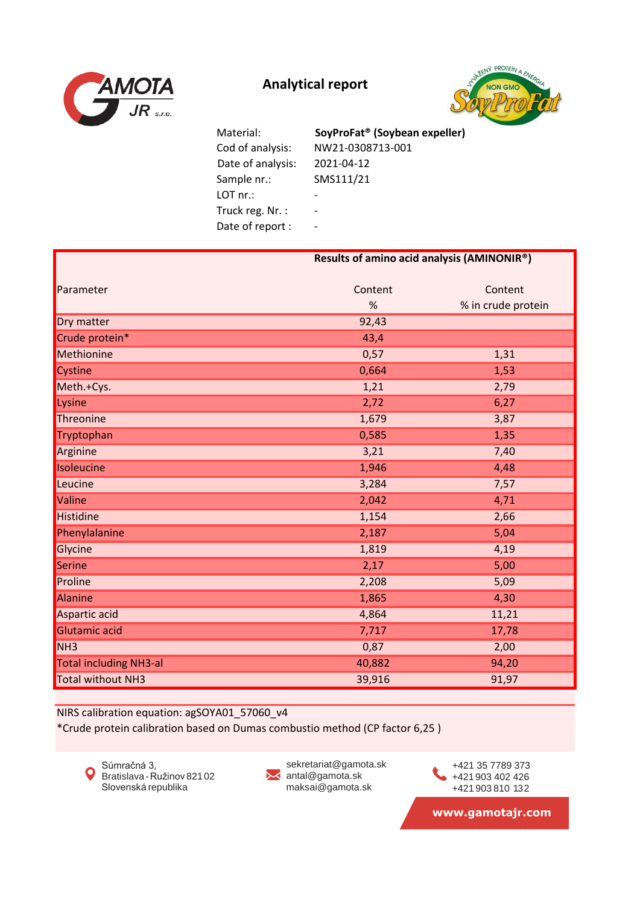# Analytical report

| | |
|---|---|
| Material: | **SoyProFat® (Soybean expeller)** |
| Cod of analysis: | NW21-0308713-001 |
| Date of analysis: | 2021-04-12 |
| Sample nr.: | SMS111/21 |
| LOT nr.: | - |
| Truck reg. Nr. : | - |
| Date of report : | - |

**Results of amino acid analysis (AMINONIR®)**

| Parameter | Content % | Content % in crude protein |
|---|---|---|
| Dry matter | 92,43 | |
| Crude protein* | 43,4 | |
| Methionine | 0,57 | 1,31 |
| Cystine | 0,664 | 1,53 |
| Meth.+Cys. | 1,21 | 2,79 |
| Lysine | 2,72 | 6,27 |
| Threonine | 1,679 | 3,87 |
| Tryptophan | 0,585 | 1,35 |
| Arginine | 3,21 | 7,40 |
| Isoleucine | 1,946 | 4,48 |
| Leucine | 3,284 | 7,57 |
| Valine | 2,042 | 4,71 |
| Histidine | 1,154 | 2,66 |
| Phenylalanine | 2,187 | 5,04 |
| Glycine | 1,819 | 4,19 |
| Serine | 2,17 | 5,00 |
| Proline | 2,208 | 5,09 |
| Alanine | 1,865 | 4,30 |
| Aspartic acid | 4,864 | 11,21 |
| Glutamic acid | 7,717 | 17,78 |
| NH3 | 0,87 | 2,00 |
| Total including NH3-al | 40,882 | 94,20 |
| Total without NH3 | 39,916 | 91,97 |

NIRS calibration equation: agSOYA01_57060_v4

*Crude protein calibration based on Dumas combustio method (CP factor 6,25 )

Súmračná 3,
Bratislava - Ružinov 821 02
Slovenská republika

sekretariat@gamota.sk
antal@gamota.sk
maksai@gamota.sk

+421 35 7789 373
+421 903 402 426
+421 903 810 132

**www.gamotajr.com**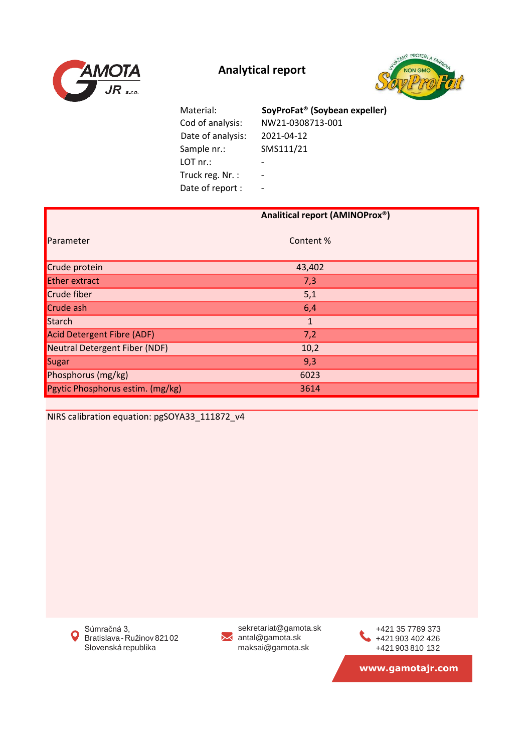# Analytical report

| | |
|---|---|
| Material: | **SoyProFat® (Soybean expeller)** |
| Cod of analysis: | NW21-0308713-001 |
| Date of analysis: | 2021-04-12 |
| Sample nr.: | SMS111/21 |
| LOT nr.: | - |
| Truck reg. Nr. : | - |
| Date of report : | - |

**Analitical report (AMINOProx®)**

| Parameter | Content % |
|---|---|
| Crude protein | 43,402 |
| Ether extract | 7,3 |
| Crude fiber | 5,1 |
| Crude ash | 6,4 |
| Starch | 1 |
| Acid Detergent Fibre (ADF) | 7,2 |
| Neutral Detergent Fiber (NDF) | 10,2 |
| Sugar | 9,3 |
| Phosphorus (mg/kg) | 6023 |
| Pgytic Phosphorus estim. (mg/kg) | 3614 |

NIRS calibration equation: pgSOYA33_111872_v4

Súmračná 3,
Bratislava - Ružinov 821 02
Slovenská republika

sekretariat@gamota.sk
antal@gamota.sk
maksai@gamota.sk

+421 35 7789 373
+421 903 402 426
+421 903 810 132

**www.gamotajr.com**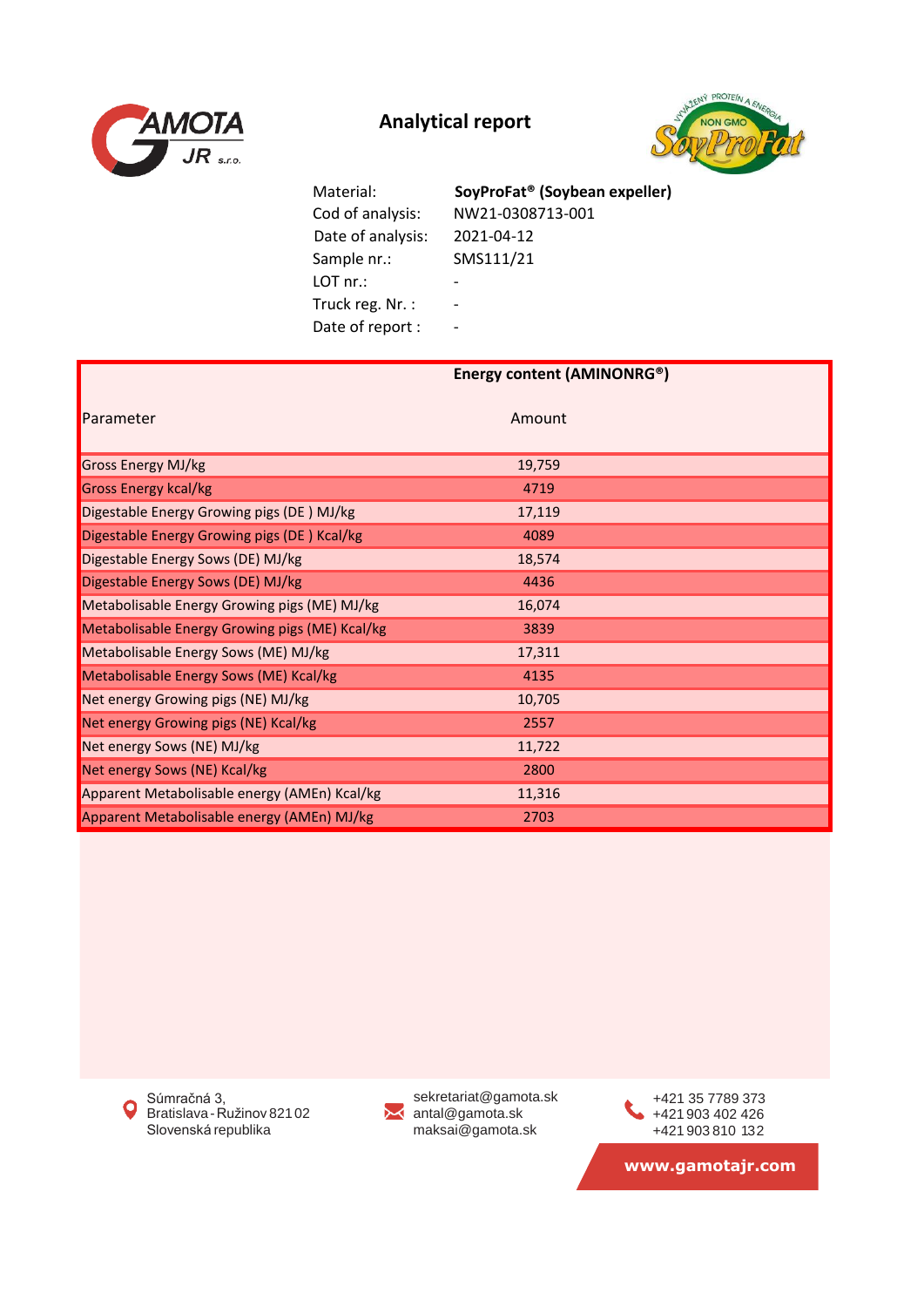# Analytical report

| | |
|---|---|
| Material: | **SoyProFat® (Soybean expeller)** |
| Cod of analysis: | NW21-0308713-001 |
| Date of analysis: | 2021-04-12 |
| Sample nr.: | SMS111/21 |
| LOT nr.: | - |
| Truck reg. Nr. : | - |
| Date of report : | - |

| Parameter | **Energy content (AMINONRG®)** Amount |
|---|---|
| Gross Energy MJ/kg | 19,759 |
| Gross Energy kcal/kg | 4719 |
| Digestable Energy Growing pigs (DE ) MJ/kg | 17,119 |
| Digestable Energy Growing pigs (DE ) Kcal/kg | 4089 |
| Digestable Energy Sows (DE) MJ/kg | 18,574 |
| Digestable Energy Sows (DE) MJ/kg | 4436 |
| Metabolisable Energy Growing pigs (ME) MJ/kg | 16,074 |
| Metabolisable Energy Growing pigs (ME) Kcal/kg | 3839 |
| Metabolisable Energy Sows (ME) MJ/kg | 17,311 |
| Metabolisable Energy Sows (ME) Kcal/kg | 4135 |
| Net energy Growing pigs (NE) MJ/kg | 10,705 |
| Net energy Growing pigs (NE) Kcal/kg | 2557 |
| Net energy Sows (NE) MJ/kg | 11,722 |
| Net energy Sows (NE) Kcal/kg | 2800 |
| Apparent Metabolisable energy (AMEn) Kcal/kg | 11,316 |
| Apparent Metabolisable energy (AMEn) MJ/kg | 2703 |

Súmračná 3,
Bratislava - Ružinov 821 02
Slovenská republika

sekretariat@gamota.sk
antal@gamota.sk
maksai@gamota.sk

+421 35 7789 373
+421 903 402 426
+421 903 810 132

**www.gamotajr.com**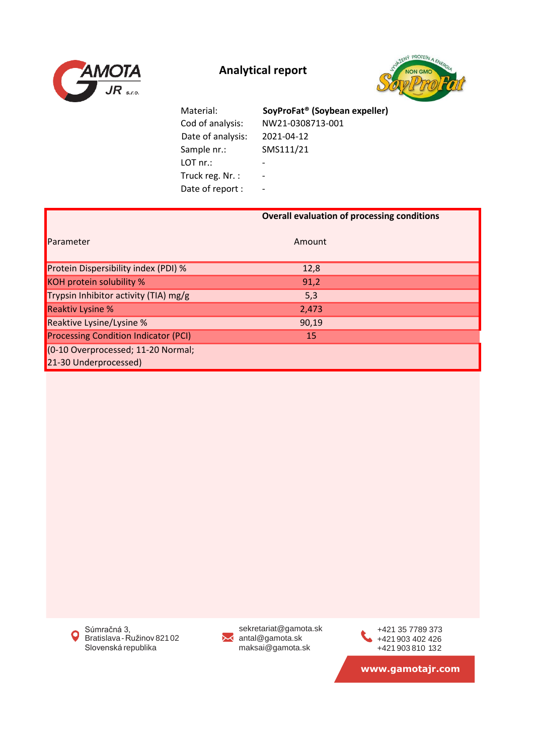# Analytical report

| | |
|---|---|
| Material: | **SoyProFat® (Soybean expeller)** |
| Cod of analysis: | NW21-0308713-001 |
| Date of analysis: | 2021-04-12 |
| Sample nr.: | SMS111/21 |
| LOT nr.: | - |
| Truck reg. Nr. : | - |
| Date of report : | - |

**Overall evaluation of processing conditions**

| Parameter | Amount |
|---|---|
| Protein Dispersibility index (PDI) % | 12,8 |
| KOH protein solubility % | 91,2 |
| Trypsin Inhibitor activity (TIA) mg/g | 5,3 |
| Reaktiv Lysine % | 2,473 |
| Reaktive Lysine/Lysine % | 90,19 |
| Processing Condition Indicator (PCI) | 15 |
| (0-10 Overprocessed; 11-20 Normal; 21-30 Underprocessed) | |

Súmračná 3,
Bratislava - Ružinov 821 02
Slovenská republika

sekretariat@gamota.sk
antal@gamota.sk
maksai@gamota.sk

+421 35 7789 373
+421 903 402 426
+421 903 810 132

www.gamotajr.com